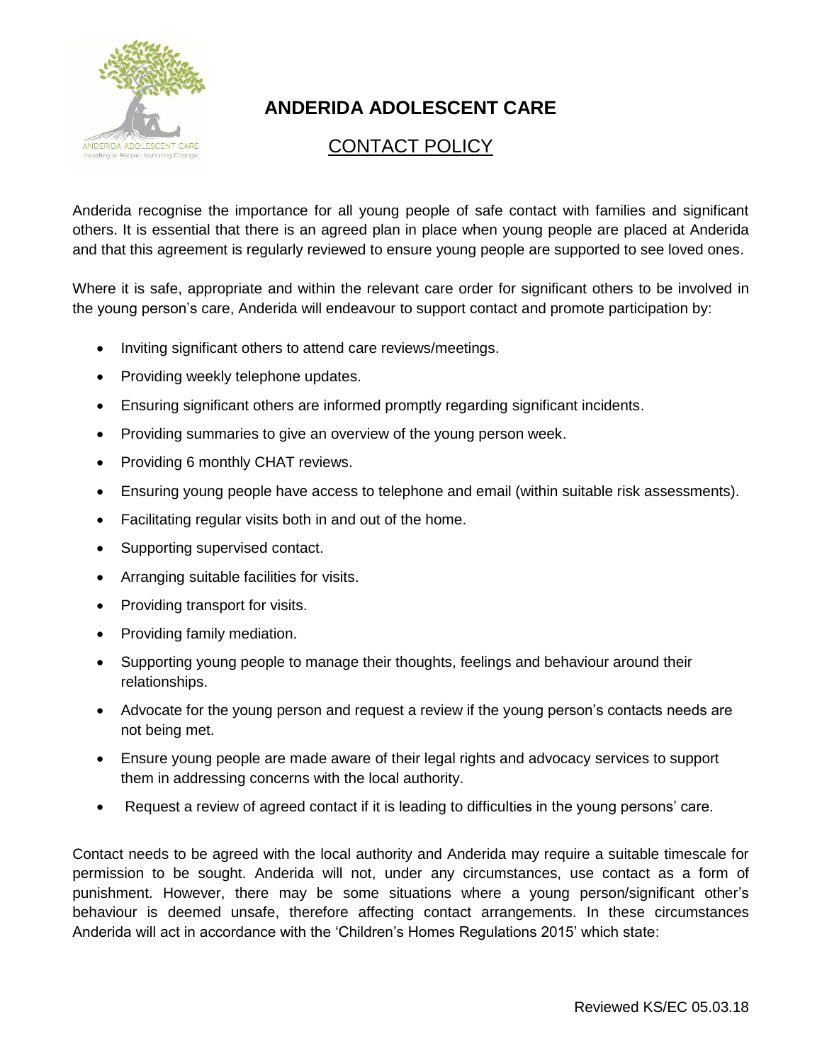# ANDERIDA ADOLESCENT CARE

## CONTACT POLICY

Anderida recognise the importance for all young people of safe contact with families and significant others. It is essential that there is an agreed plan in place when young people are placed at Anderida and that this agreement is regularly reviewed to ensure young people are supported to see loved ones.

Where it is safe, appropriate and within the relevant care order for significant others to be involved in the young person's care, Anderida will endeavour to support contact and promote participation by:

- Inviting significant others to attend care reviews/meetings.
- Providing weekly telephone updates.
- Ensuring significant others are informed promptly regarding significant incidents.
- Providing summaries to give an overview of the young person week.
- Providing 6 monthly CHAT reviews.
- Ensuring young people have access to telephone and email (within suitable risk assessments).
- Facilitating regular visits both in and out of the home.
- Supporting supervised contact.
- Arranging suitable facilities for visits.
- Providing transport for visits.
- Providing family mediation.
- Supporting young people to manage their thoughts, feelings and behaviour around their relationships.
- Advocate for the young person and request a review if the young person's contacts needs are not being met.
- Ensure young people are made aware of their legal rights and advocacy services to support them in addressing concerns with the local authority.
- Request a review of agreed contact if it is leading to difficulties in the young persons' care.

Contact needs to be agreed with the local authority and Anderida may require a suitable timescale for permission to be sought. Anderida will not, under any circumstances, use contact as a form of punishment. However, there may be some situations where a young person/significant other's behaviour is deemed unsafe, therefore affecting contact arrangements. In these circumstances Anderida will act in accordance with the 'Children's Homes Regulations 2015' which state:

Reviewed KS/EC 05.03.18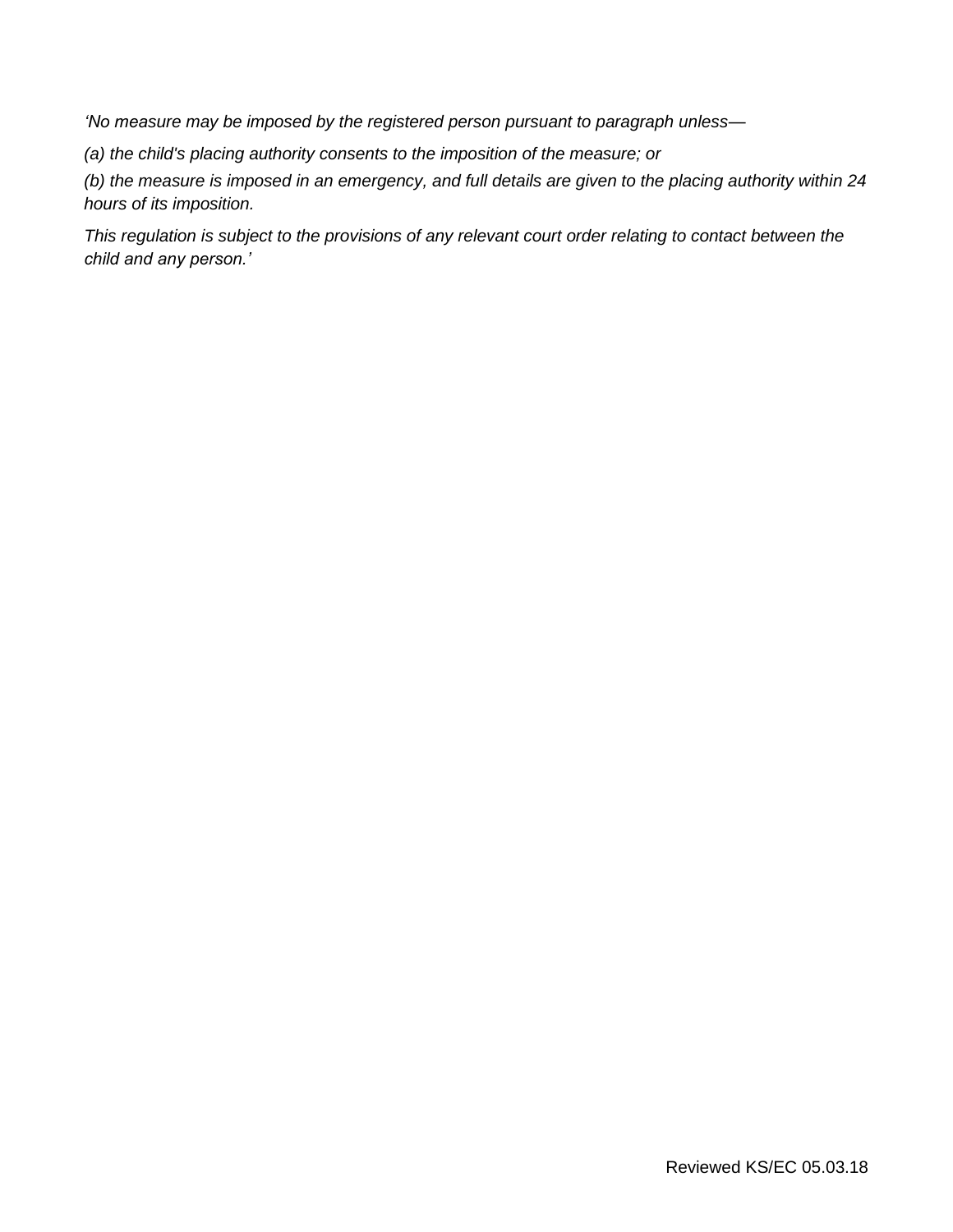*‘No measure may be imposed by the registered person pursuant to paragraph unless—*

*(a) the child's placing authority consents to the imposition of the measure; or*

*(b) the measure is imposed in an emergency, and full details are given to the placing authority within 24 hours of its imposition.*

*This regulation is subject to the provisions of any relevant court order relating to contact between the child and any person.’*

Reviewed KS/EC 05.03.18